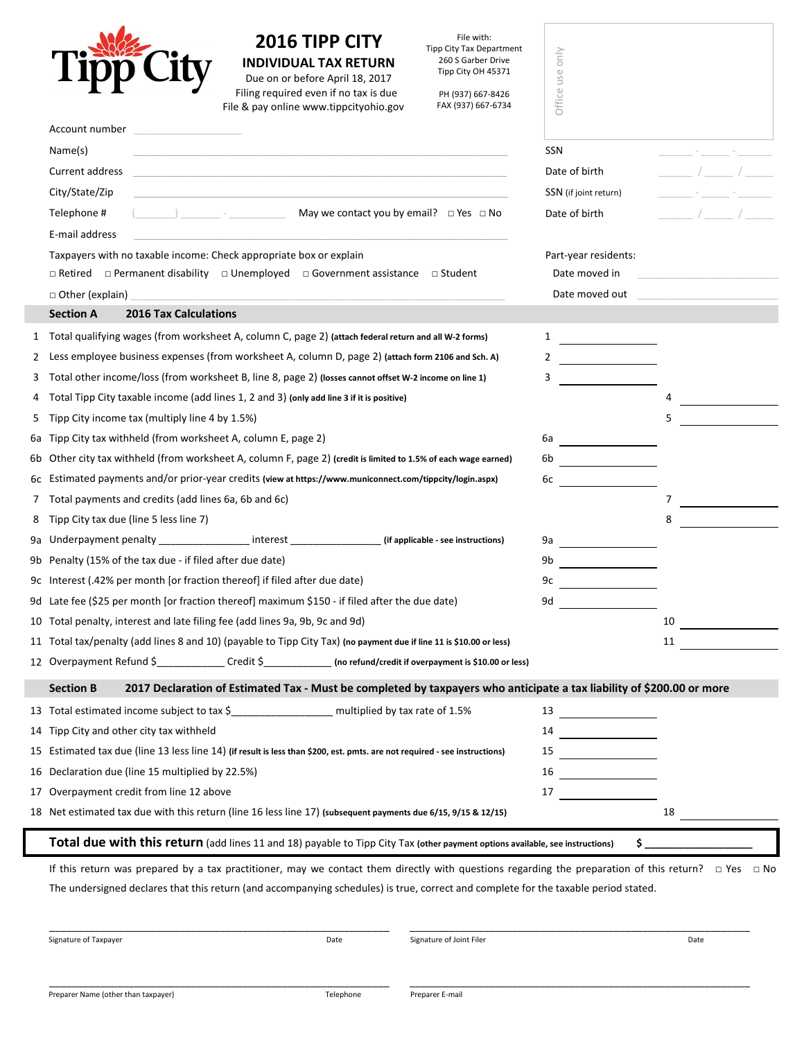# 2016 TIPP CITY

## INDIVIDUAL TAX RETURN

Due on or before April 18, 2017
Filing required even if no tax is due
File & pay online www.tippcityohio.gov

File with:
Tipp City Tax Department
260 S Garber Drive
Tipp City OH 45371

PH (937) 667-8426
FAX (937) 667-6734

Office use only

Account number ____________

Name(s) ____________ SSN ___ - ___ - ___

Current address ____________ Date of birth ___ / ___ / ___

City/State/Zip ____________ SSN (if joint return) ___ - ___ - ___

Telephone # (____) ____ - ______ May we contact you by email? □ Yes □ No Date of birth ___ / ___ / ___

E-mail address ____________

Taxpayers with no taxable income: Check appropriate box or explain

□ Retired □ Permanent disability □ Unemployed □ Government assistance □ Student

□ Other (explain) ____________

Part-year residents:
Date moved in ____________
Date moved out ____________

## Section A 2016 Tax Calculations

| # | Description | | | |
|---|---|---|---|---|
| 1 | Total qualifying wages (from worksheet A, column C, page 2) **(attach federal return and all W-2 forms)** | 1 | | |
| 2 | Less employee business expenses (from worksheet A, column D, page 2) **(attach form 2106 and Sch. A)** | 2 | | |
| 3 | Total other income/loss (from worksheet B, line 8, page 2) **(losses cannot offset W-2 income on line 1)** | 3 | | |
| 4 | Total Tipp City taxable income (add lines 1, 2 and 3) **(only add line 3 if it is positive)** | | 4 | |
| 5 | Tipp City income tax (multiply line 4 by 1.5%) | | 5 | |
| 6a | Tipp City tax withheld (from worksheet A, column E, page 2) | 6a | | |
| 6b | Other city tax withheld (from worksheet A, column F, page 2) **(credit is limited to 1.5% of each wage earned)** | 6b | | |
| 6c | Estimated payments and/or prior-year credits **(view at https://www.municonnect.com/tippcity/login.aspx)** | 6c | | |
| 7 | Total payments and credits (add lines 6a, 6b and 6c) | | 7 | |
| 8 | Tipp City tax due (line 5 less line 7) | | 8 | |
| 9a | Underpayment penalty ____________ interest ____________ **(if applicable - see instructions)** | 9a | | |
| 9b | Penalty (15% of the tax due - if filed after due date) | 9b | | |
| 9c | Interest (.42% per month [or fraction thereof] if filed after due date) | 9c | | |
| 9d | Late fee ($25 per month [or fraction thereof] maximum $150 - if filed after the due date) | 9d | | |
| 10 | Total penalty, interest and late filing fee (add lines 9a, 9b, 9c and 9d) | | 10 | |
| 11 | Total tax/penalty (add lines 8 and 10) (payable to Tipp City Tax) **(no payment due if line 11 is $10.00 or less)** | | 11 | |
| 12 | Overpayment Refund $__________ Credit $__________ **(no refund/credit if overpayment is $10.00 or less)** | | | |

## Section B 2017 Declaration of Estimated Tax - Must be completed by taxpayers who anticipate a tax liability of $200.00 or more

| # | Description | | | |
|---|---|---|---|---|
| 13 | Total estimated income subject to tax $____________ multiplied by tax rate of 1.5% | 13 | | |
| 14 | Tipp City and other city tax withheld | 14 | | |
| 15 | Estimated tax due (line 13 less line 14) **(if result is less than $200, est. pmts. are not required - see instructions)** | 15 | | |
| 16 | Declaration due (line 15 multiplied by 22.5%) | 16 | | |
| 17 | Overpayment credit from line 12 above | 17 | | |
| 18 | Net estimated tax due with this return (line 16 less line 17) **(subsequent payments due 6/15, 9/15 & 12/15)** | | 18 | |

**Total due with this return** (add lines 11 and 18) payable to Tipp City Tax **(other payment options available, see instructions)** $ ____________

If this return was prepared by a tax practitioner, may we contact them directly with questions regarding the preparation of this return? □ Yes □ No

The undersigned declares that this return (and accompanying schedules) is true, correct and complete for the taxable period stated.

Signature of Taxpayer ____________ Date ____________ Signature of Joint Filer ____________ Date ____________

Preparer Name (other than taxpayer) ____________ Telephone ____________ Preparer E-mail ____________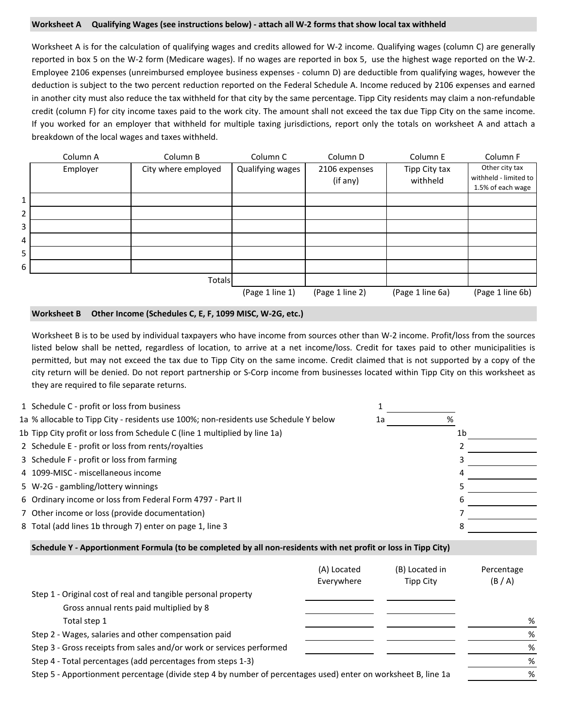## Worksheet A Qualifying Wages (see instructions below) - attach all W-2 forms that show local tax withheld

Worksheet A is for the calculation of qualifying wages and credits allowed for W-2 income. Qualifying wages (column C) are generally reported in box 5 on the W-2 form (Medicare wages). If no wages are reported in box 5, use the highest wage reported on the W-2. Employee 2106 expenses (unreimbursed employee business expenses - column D) are deductible from qualifying wages, however the deduction is subject to the two percent reduction reported on the Federal Schedule A. Income reduced by 2106 expenses and earned in another city must also reduce the tax withheld for that city by the same percentage. Tipp City residents may claim a non-refundable credit (column F) for city income taxes paid to the work city. The amount shall not exceed the tax due Tipp City on the same income. If you worked for an employer that withheld for multiple taxing jurisdictions, report only the totals on worksheet A and attach a breakdown of the local wages and taxes withheld.

| | Column A | Column B | Column C | Column D | Column E | Column F |
|---|---|---|---|---|---|---|
| | Employer | City where employed | Qualifying wages | 2106 expenses (if any) | Tipp City tax withheld | Other city tax withheld - limited to 1.5% of each wage |
| 1 | | | | | | |
| 2 | | | | | | |
| 3 | | | | | | |
| 4 | | | | | | |
| 5 | | | | | | |
| 6 | | | | | | |
| | | Totals | | | | |
| | | | (Page 1 line 1) | (Page 1 line 2) | (Page 1 line 6a) | (Page 1 line 6b) |

## Worksheet B Other Income (Schedules C, E, F, 1099 MISC, W-2G, etc.)

Worksheet B is to be used by individual taxpayers who have income from sources other than W-2 income. Profit/loss from the sources listed below shall be netted, regardless of location, to arrive at a net income/loss. Credit for taxes paid to other municipalities is permitted, but may not exceed the tax due to Tipp City on the same income. Credit claimed that is not supported by a copy of the city return will be denied. Do not report partnership or S-Corp income from businesses located within Tipp City on this worksheet as they are required to file separate returns.

1 Schedule C - profit or loss from business — 1 ________

1a % allocable to Tipp City - residents use 100%; non-residents use Schedule Y below — 1a ________ %

1b Tipp City profit or loss from Schedule C (line 1 multiplied by line 1a) — 1b ________

2 Schedule E - profit or loss from rents/royalties — 2 ________

3 Schedule F - profit or loss from farming — 3 ________

4 1099-MISC - miscellaneous income — 4 ________

5 W-2G - gambling/lottery winnings — 5 ________

6 Ordinary income or loss from Federal Form 4797 - Part II — 6 ________

7 Other income or loss (provide documentation) — 7 ________

8 Total (add lines 1b through 7) enter on page 1, line 3 — 8 ________

## Schedule Y - Apportionment Formula (to be completed by all non-residents with net profit or loss in Tipp City)

| | (A) Located Everywhere | (B) Located in Tipp City | Percentage (B / A) |
|---|---|---|---|
| Step 1 - Original cost of real and tangible personal property | | | |
| Gross annual rents paid multiplied by 8 | | | |
| Total step 1 | | | % |
| Step 2 - Wages, salaries and other compensation paid | | | % |
| Step 3 - Gross receipts from sales and/or work or services performed | | | % |
| Step 4 - Total percentages (add percentages from steps 1-3) | | | % |
| Step 5 - Apportionment percentage (divide step 4 by number of percentages used) enter on worksheet B, line 1a | | | % |